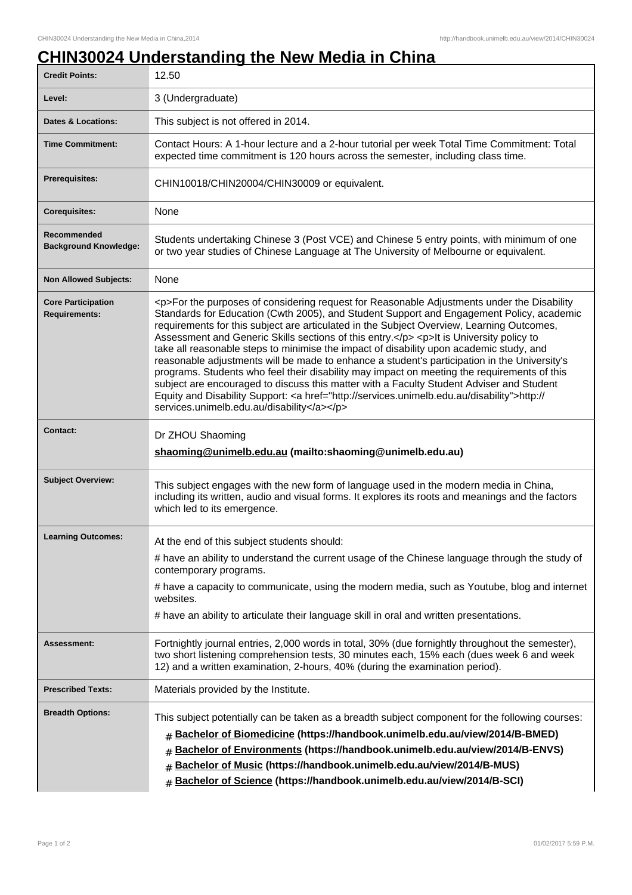# CHIN30024 Understanding the New Media in China

| | |
|---|---|
| **Credit Points:** | 12.50 |
| **Level:** | 3 (Undergraduate) |
| **Dates & Locations:** | This subject is not offered in 2014. |
| **Time Commitment:** | Contact Hours: A 1-hour lecture and a 2-hour tutorial per week Total Time Commitment: Total expected time commitment is 120 hours across the semester, including class time. |
| **Prerequisites:** | CHIN10018/CHIN20004/CHIN30009 or equivalent. |
| **Corequisites:** | None |
| **Recommended Background Knowledge:** | Students undertaking Chinese 3 (Post VCE) and Chinese 5 entry points, with minimum of one or two year studies of Chinese Language at The University of Melbourne or equivalent. |
| **Non Allowed Subjects:** | None |
| **Core Participation Requirements:** | <p>For the purposes of considering request for Reasonable Adjustments under the Disability Standards for Education (Cwth 2005), and Student Support and Engagement Policy, academic requirements for this subject are articulated in the Subject Overview, Learning Outcomes, Assessment and Generic Skills sections of this entry.</p> <p>It is University policy to take all reasonable steps to minimise the impact of disability upon academic study, and reasonable adjustments will be made to enhance a student's participation in the University's programs. Students who feel their disability may impact on meeting the requirements of this subject are encouraged to discuss this matter with a Faculty Student Adviser and Student Equity and Disability Support: <a href="http://services.unimelb.edu.au/disability">http://services.unimelb.edu.au/disability</a></p> |
| **Contact:** | Dr ZHOU Shaoming<br>**shaoming@unimelb.edu.au (mailto:shaoming@unimelb.edu.au)** |
| **Subject Overview:** | This subject engages with the new form of language used in the modern media in China, including its written, audio and visual forms. It explores its roots and meanings and the factors which led to its emergence. |
| **Learning Outcomes:** | At the end of this subject students should:<br># have an ability to understand the current usage of the Chinese language through the study of contemporary programs.<br># have a capacity to communicate, using the modern media, such as Youtube, blog and internet websites.<br># have an ability to articulate their language skill in oral and written presentations. |
| **Assessment:** | Fortnightly journal entries, 2,000 words in total, 30% (due fortnightly throughout the semester), two short listening comprehension tests, 30 minutes each, 15% each (dues week 6 and week 12) and a written examination, 2-hours, 40% (during the examination period). |
| **Prescribed Texts:** | Materials provided by the Institute. |
| **Breadth Options:** | This subject potentially can be taken as a breadth subject component for the following courses:<br># **Bachelor of Biomedicine (https://handbook.unimelb.edu.au/view/2014/B-BMED)**<br># **Bachelor of Environments (https://handbook.unimelb.edu.au/view/2014/B-ENVS)**<br># **Bachelor of Music (https://handbook.unimelb.edu.au/view/2014/B-MUS)**<br># **Bachelor of Science (https://handbook.unimelb.edu.au/view/2014/B-SCI)** |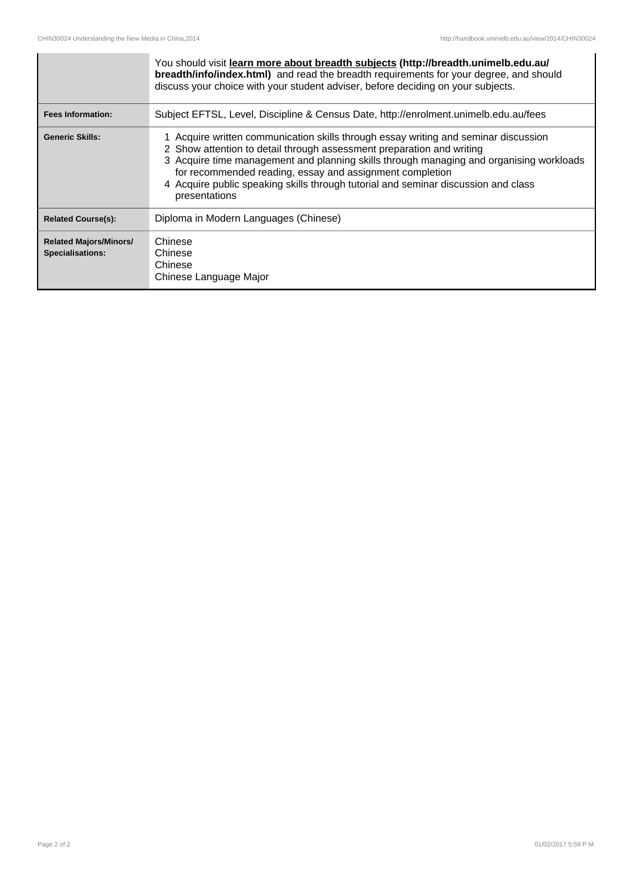| | |
|---|---|
| | You should visit **learn more about breadth subjects (http://breadth.unimelb.edu.au/breadth/info/index.html)** and read the breadth requirements for your degree, and should discuss your choice with your student adviser, before deciding on your subjects. |
| **Fees Information:** | Subject EFTSL, Level, Discipline & Census Date, http://enrolment.unimelb.edu.au/fees |
| **Generic Skills:** | 1 Acquire written communication skills through essay writing and seminar discussion<br>2 Show attention to detail through assessment preparation and writing<br>3 Acquire time management and planning skills through managing and organising workloads for recommended reading, essay and assignment completion<br>4 Acquire public speaking skills through tutorial and seminar discussion and class presentations |
| **Related Course(s):** | Diploma in Modern Languages (Chinese) |
| **Related Majors/Minors/Specialisations:** | Chinese<br>Chinese<br>Chinese<br>Chinese Language Major |